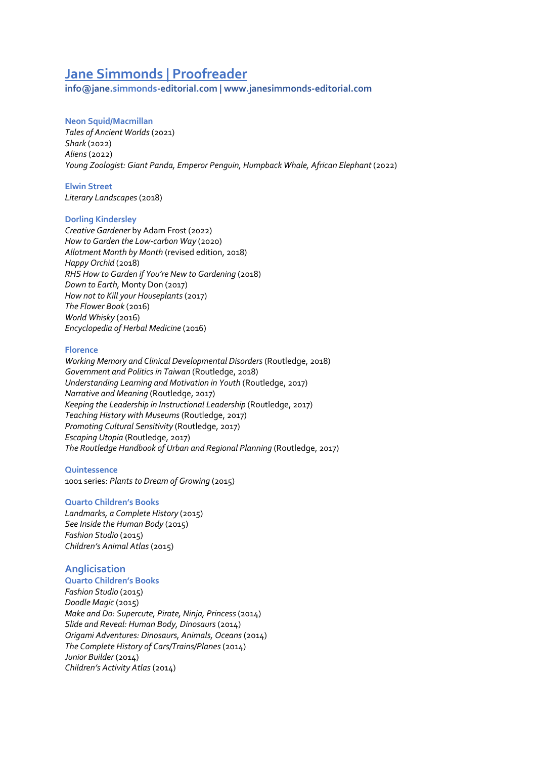# Jane Simmonds | Proofreader

**info@jane.simmonds-editorial.com | www.janesimmonds-editorial.com**

**Neon Squid/Macmillan**

*Tales of Ancient Worlds* (2021)
*Shark* (2022)
*Aliens* (2022)
*Young Zoologist: Giant Panda, Emperor Penguin, Humpback Whale, African Elephant* (2022)

**Elwin Street**

*Literary Landscapes* (2018)

**Dorling Kindersley**

*Creative Gardener* by Adam Frost (2022)
*How to Garden the Low-carbon Way* (2020)
*Allotment Month by Month* (revised edition, 2018)
*Happy Orchid* (2018)
*RHS How to Garden if You're New to Gardening* (2018)
*Down to Earth*, Monty Don (2017)
*How not to Kill your Houseplants* (2017)
*The Flower Book* (2016)
*World Whisky* (2016)
*Encyclopedia of Herbal Medicine* (2016)

**Florence**

*Working Memory and Clinical Developmental Disorders* (Routledge, 2018)
*Government and Politics in Taiwan* (Routledge, 2018)
*Understanding Learning and Motivation in Youth* (Routledge, 2017)
*Narrative and Meaning* (Routledge, 2017)
*Keeping the Leadership in Instructional Leadership* (Routledge, 2017)
*Teaching History with Museums* (Routledge, 2017)
*Promoting Cultural Sensitivity* (Routledge, 2017)
*Escaping Utopia* (Routledge, 2017)
*The Routledge Handbook of Urban and Regional Planning* (Routledge, 2017)

**Quintessence**

1001 series: *Plants to Dream of Growing* (2015)

**Quarto Children's Books**

*Landmarks, a Complete History* (2015)
*See Inside the Human Body* (2015)
*Fashion Studio* (2015)
*Children's Animal Atlas* (2015)

## Anglicisation

**Quarto Children's Books**

*Fashion Studio* (2015)
*Doodle Magic* (2015)
*Make and Do: Supercute, Pirate, Ninja, Princess* (2014)
*Slide and Reveal: Human Body, Dinosaurs* (2014)
*Origami Adventures: Dinosaurs, Animals, Oceans* (2014)
*The Complete History of Cars/Trains/Planes* (2014)
*Junior Builder* (2014)
*Children's Activity Atlas* (2014)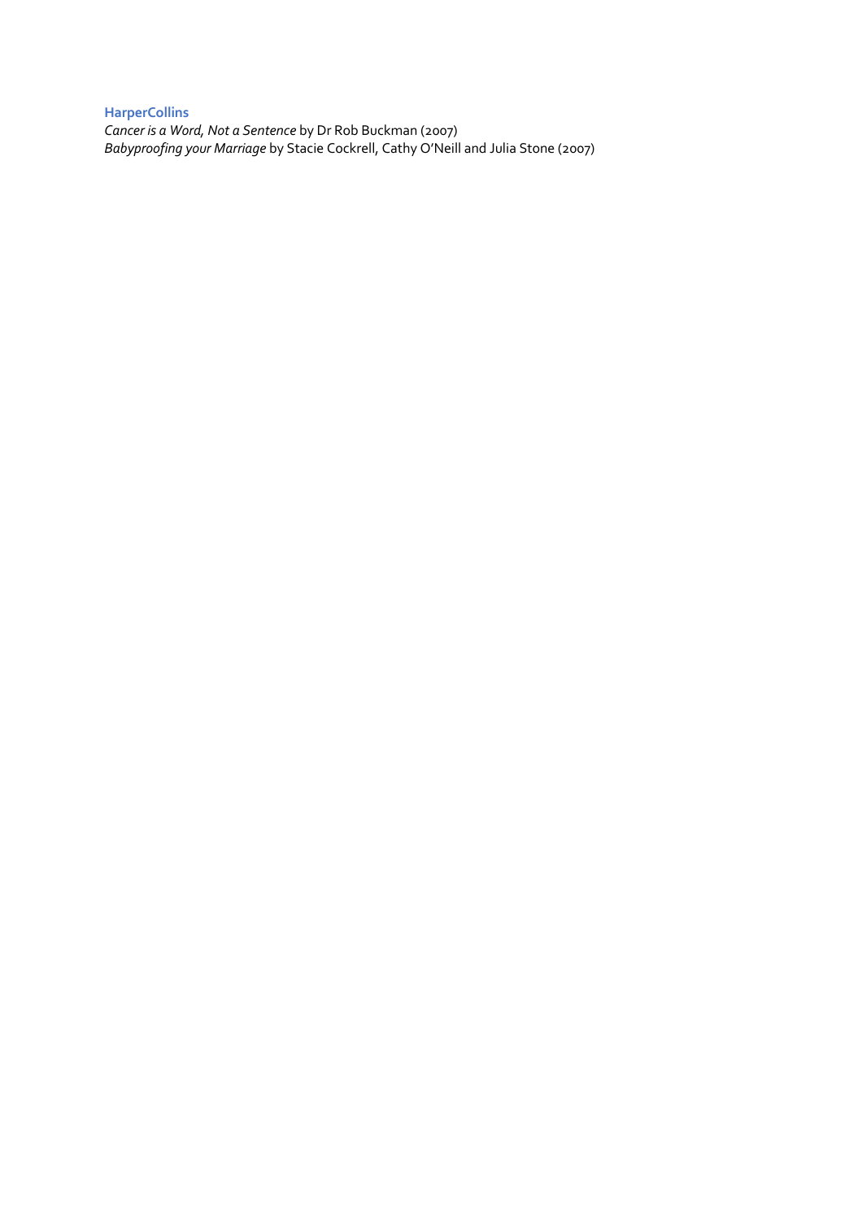**HarperCollins**

*Cancer is a Word, Not a Sentence* by Dr Rob Buckman (2007)
*Babyproofing your Marriage* by Stacie Cockrell, Cathy O'Neill and Julia Stone (2007)